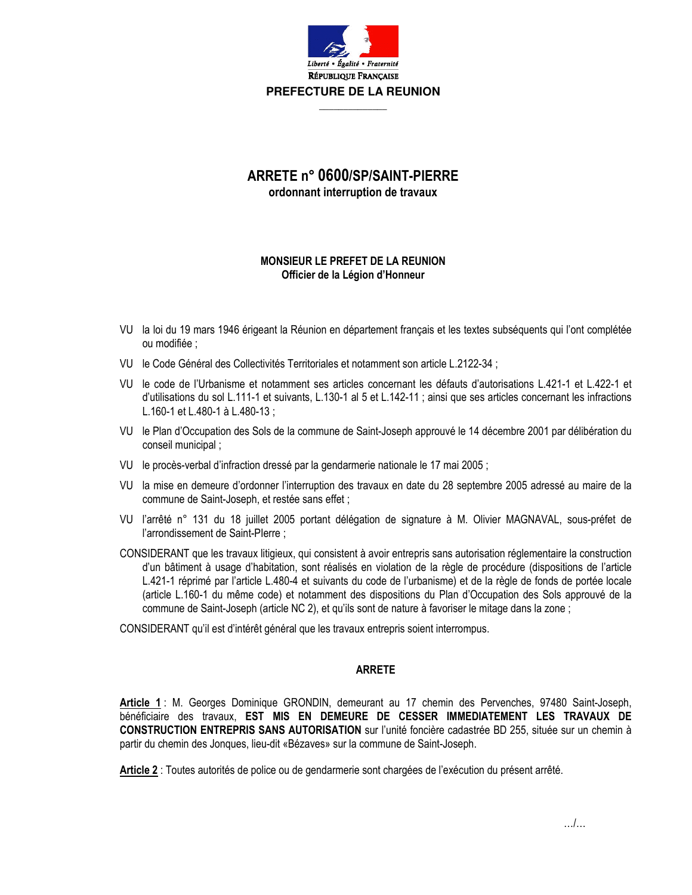Liberté • Égalité • Fraternité

RÉPUBLIQUE FRANÇAISE

**PREFECTURE DE LA REUNION**

# ARRETE n° 0600/SP/SAINT-PIERRE

**ordonnant interruption de travaux**

**MONSIEUR LE PREFET DE LA REUNION**
**Officier de la Légion d'Honneur**

VU la loi du 19 mars 1946 érigeant la Réunion en département français et les textes subséquents qui l'ont complétée ou modifiée ;

VU le Code Général des Collectivités Territoriales et notamment son article L.2122-34 ;

VU le code de l'Urbanisme et notamment ses articles concernant les défauts d'autorisations L.421-1 et L.422-1 et d'utilisations du sol L.111-1 et suivants, L.130-1 al 5 et L.142-11 ; ainsi que ses articles concernant les infractions L.160-1 et L.480-1 à L.480-13 ;

VU le Plan d'Occupation des Sols de la commune de Saint-Joseph approuvé le 14 décembre 2001 par délibération du conseil municipal ;

VU le procès-verbal d'infraction dressé par la gendarmerie nationale le 17 mai 2005 ;

VU la mise en demeure d'ordonner l'interruption des travaux en date du 28 septembre 2005 adressé au maire de la commune de Saint-Joseph, et restée sans effet ;

VU l'arrêté n° 131 du 18 juillet 2005 portant délégation de signature à M. Olivier MAGNAVAL, sous-préfet de l'arrondissement de Saint-PIerre ;

CONSIDERANT que les travaux litigieux, qui consistent à avoir entrepris sans autorisation réglementaire la construction d'un bâtiment à usage d'habitation, sont réalisés en violation de la règle de procédure (dispositions de l'article L.421-1 réprimé par l'article L.480-4 et suivants du code de l'urbanisme) et de la règle de fonds de portée locale (article L.160-1 du même code) et notamment des dispositions du Plan d'Occupation des Sols approuvé de la commune de Saint-Joseph (article NC 2), et qu'ils sont de nature à favoriser le mitage dans la zone ;

CONSIDERANT qu'il est d'intérêt général que les travaux entrepris soient interrompus.

## ARRETE

**Article 1** : M. Georges Dominique GRONDIN, demeurant au 17 chemin des Pervenches, 97480 Saint-Joseph, bénéficiaire des travaux, **EST MIS EN DEMEURE DE CESSER IMMEDIATEMENT LES TRAVAUX DE CONSTRUCTION ENTREPRIS SANS AUTORISATION** sur l'unité foncière cadastrée BD 255, située sur un chemin à partir du chemin des Jonques, lieu-dit «Bézaves» sur la commune de Saint-Joseph.

**Article 2** : Toutes autorités de police ou de gendarmerie sont chargées de l'exécution du présent arrêté.

.../...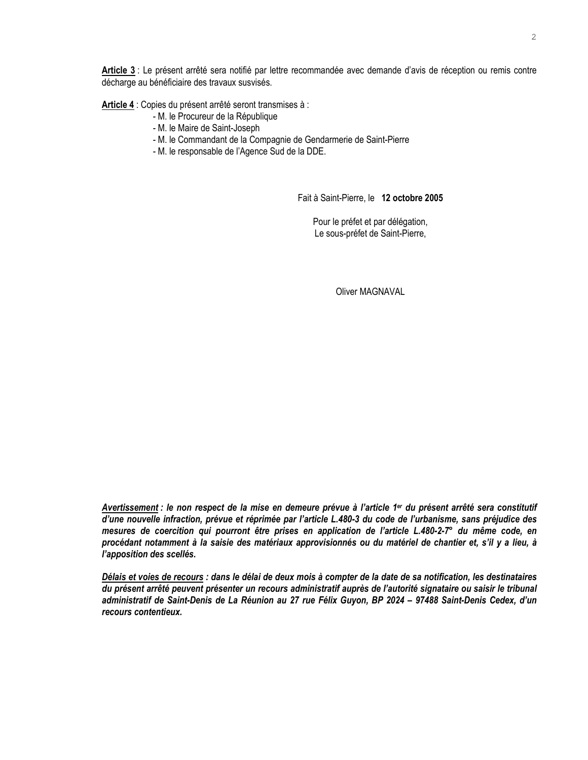**Article 3** : Le présent arrêté sera notifié par lettre recommandée avec demande d'avis de réception ou remis contre décharge au bénéficiaire des travaux susvisés.

**Article 4** : Copies du présent arrêté seront transmises à :

- M. le Procureur de la République
- M. le Maire de Saint-Joseph
- M. le Commandant de la Compagnie de Gendarmerie de Saint-Pierre
- M. le responsable de l'Agence Sud de la DDE.

Fait à Saint-Pierre, le **12 octobre 2005**

Pour le préfet et par délégation,
Le sous-préfet de Saint-Pierre,

Oliver MAGNAVAL

***Avertissement*** ***: le non respect de la mise en demeure prévue à l'article 1er du présent arrêté sera constitutif d'une nouvelle infraction, prévue et réprimée par l'article L.480-3 du code de l'urbanisme, sans préjudice des mesures de coercition qui pourront être prises en application de l'article L.480-2-7° du même code, en procédant notamment à la saisie des matériaux approvisionnés ou du matériel de chantier et, s'il y a lieu, à l'apposition des scellés.***

***Délais et voies de recours*** ***: dans le délai de deux mois à compter de la date de sa notification, les destinataires du présent arrêté peuvent présenter un recours administratif auprès de l'autorité signataire ou saisir le tribunal administratif de Saint-Denis de La Réunion au 27 rue Félix Guyon, BP 2024 – 97488 Saint-Denis Cedex, d'un recours contentieux.***